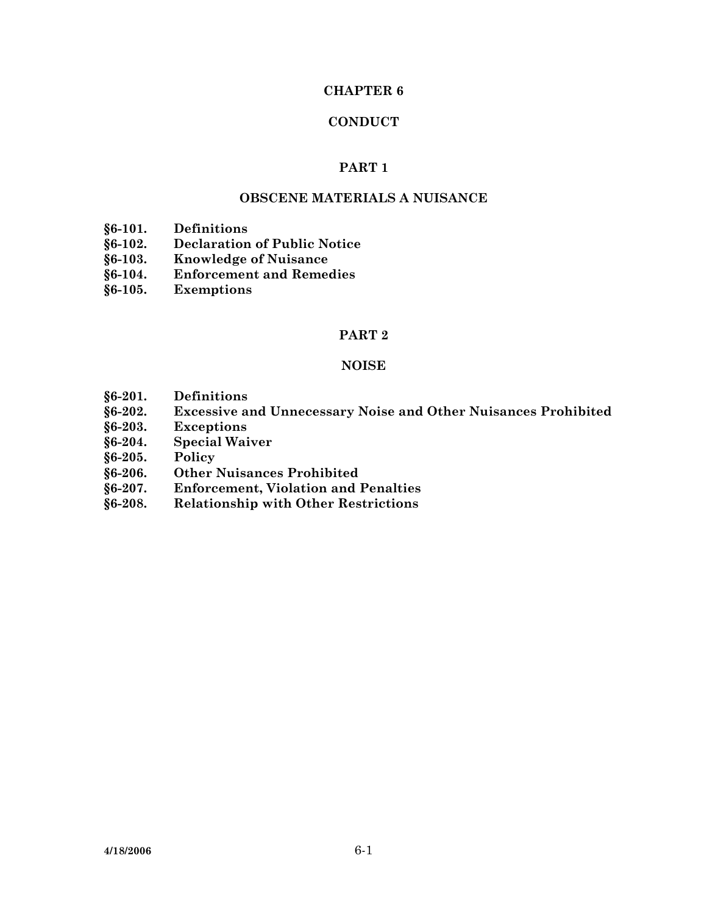# CHAPTER 6

# CONDUCT

## PART 1

## OBSCENE MATERIALS A NUISANCE

**§6-101. Definitions**
**§6-102. Declaration of Public Notice**
**§6-103. Knowledge of Nuisance**
**§6-104. Enforcement and Remedies**
**§6-105. Exemptions**

## PART 2

## NOISE

**§6-201. Definitions**
**§6-202. Excessive and Unnecessary Noise and Other Nuisances Prohibited**
**§6-203. Exceptions**
**§6-204. Special Waiver**
**§6-205. Policy**
**§6-206. Other Nuisances Prohibited**
**§6-207. Enforcement, Violation and Penalties**
**§6-208. Relationship with Other Restrictions**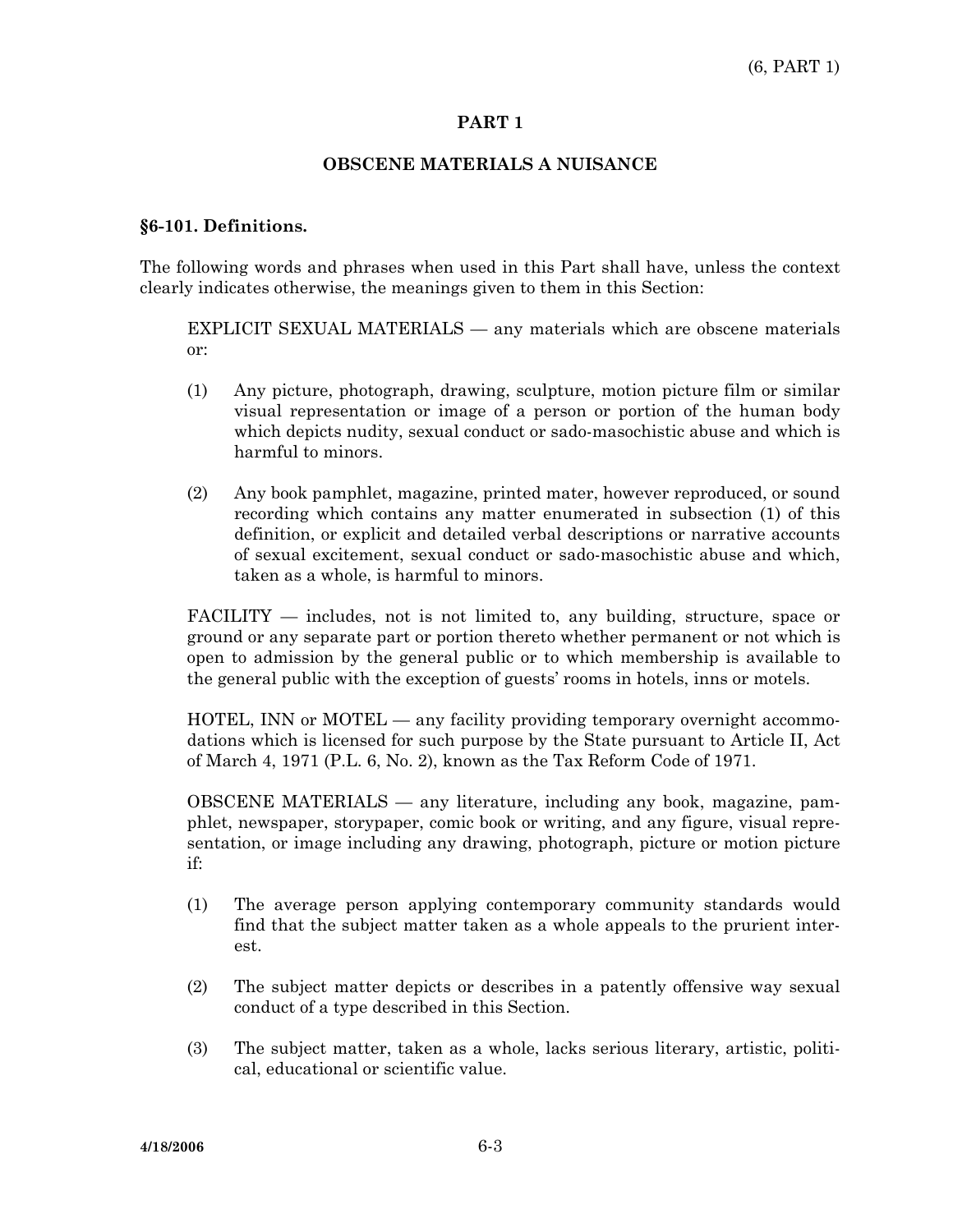## PART 1

## OBSCENE MATERIALS A NUISANCE

### §6-101. Definitions.

The following words and phrases when used in this Part shall have, unless the context clearly indicates otherwise, the meanings given to them in this Section:

> EXPLICIT SEXUAL MATERIALS — any materials which are obscene materials or:
>
> (1) Any picture, photograph, drawing, sculpture, motion picture film or similar visual representation or image of a person or portion of the human body which depicts nudity, sexual conduct or sado-masochistic abuse and which is harmful to minors.
>
> (2) Any book pamphlet, magazine, printed mater, however reproduced, or sound recording which contains any matter enumerated in subsection (1) of this definition, or explicit and detailed verbal descriptions or narrative accounts of sexual excitement, sexual conduct or sado-masochistic abuse and which, taken as a whole, is harmful to minors.
>
> FACILITY — includes, not is not limited to, any building, structure, space or ground or any separate part or portion thereto whether permanent or not which is open to admission by the general public or to which membership is available to the general public with the exception of guests' rooms in hotels, inns or motels.
>
> HOTEL, INN or MOTEL — any facility providing temporary overnight accommodations which is licensed for such purpose by the State pursuant to Article II, Act of March 4, 1971 (P.L. 6, No. 2), known as the Tax Reform Code of 1971.
>
> OBSCENE MATERIALS — any literature, including any book, magazine, pamphlet, newspaper, storypaper, comic book or writing, and any figure, visual representation, or image including any drawing, photograph, picture or motion picture if:
>
> (1) The average person applying contemporary community standards would find that the subject matter taken as a whole appeals to the prurient interest.
>
> (2) The subject matter depicts or describes in a patently offensive way sexual conduct of a type described in this Section.
>
> (3) The subject matter, taken as a whole, lacks serious literary, artistic, political, educational or scientific value.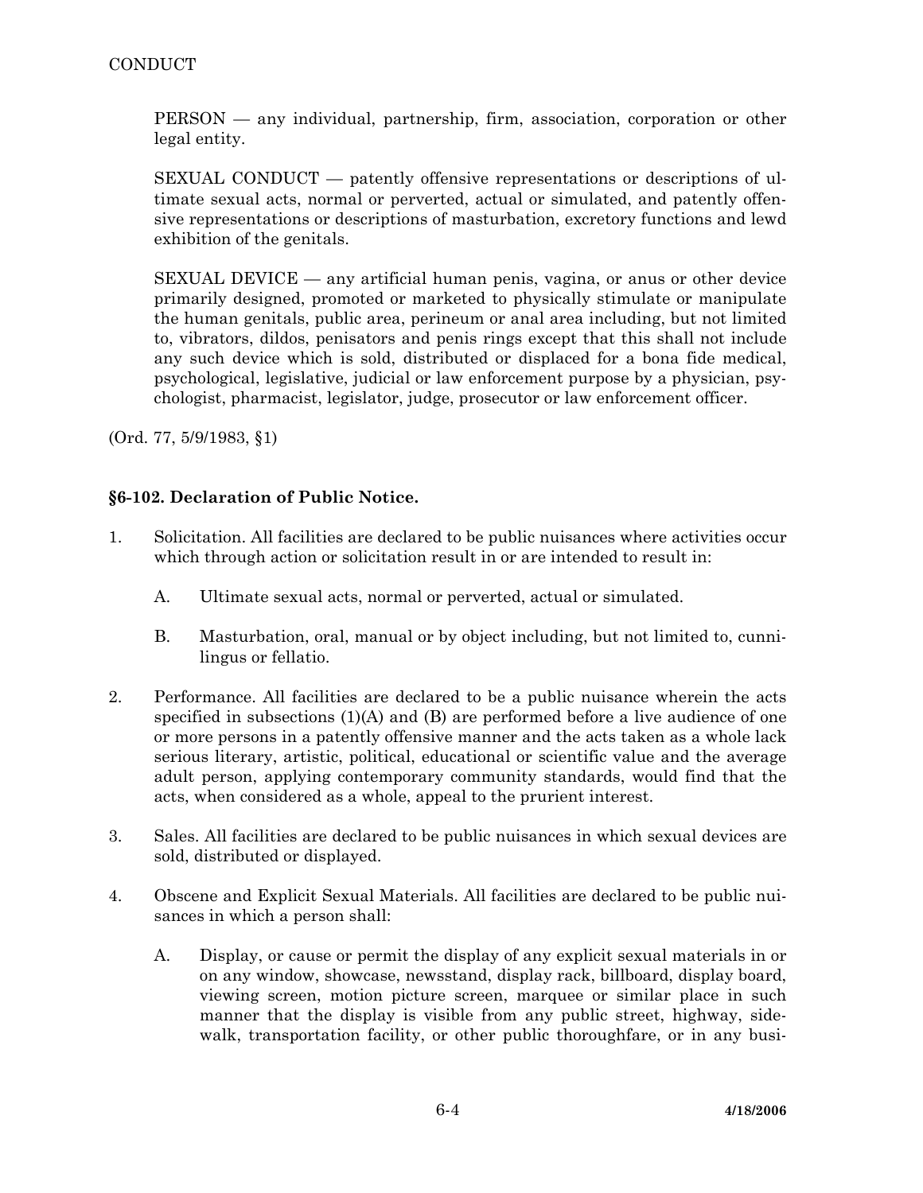PERSON — any individual, partnership, firm, association, corporation or other legal entity.

SEXUAL CONDUCT — patently offensive representations or descriptions of ultimate sexual acts, normal or perverted, actual or simulated, and patently offensive representations or descriptions of masturbation, excretory functions and lewd exhibition of the genitals.

SEXUAL DEVICE — any artificial human penis, vagina, or anus or other device primarily designed, promoted or marketed to physically stimulate or manipulate the human genitals, public area, perineum or anal area including, but not limited to, vibrators, dildos, penisators and penis rings except that this shall not include any such device which is sold, distributed or displaced for a bona fide medical, psychological, legislative, judicial or law enforcement purpose by a physician, psychologist, pharmacist, legislator, judge, prosecutor or law enforcement officer.

(Ord. 77, 5/9/1983, §1)

### §6-102. Declaration of Public Notice.

1. Solicitation. All facilities are declared to be public nuisances where activities occur which through action or solicitation result in or are intended to result in:

   A. Ultimate sexual acts, normal or perverted, actual or simulated.

   B. Masturbation, oral, manual or by object including, but not limited to, cunnilingus or fellatio.

2. Performance. All facilities are declared to be a public nuisance wherein the acts specified in subsections (1)(A) and (B) are performed before a live audience of one or more persons in a patently offensive manner and the acts taken as a whole lack serious literary, artistic, political, educational or scientific value and the average adult person, applying contemporary community standards, would find that the acts, when considered as a whole, appeal to the prurient interest.

3. Sales. All facilities are declared to be public nuisances in which sexual devices are sold, distributed or displayed.

4. Obscene and Explicit Sexual Materials. All facilities are declared to be public nuisances in which a person shall:

   A. Display, or cause or permit the display of any explicit sexual materials in or on any window, showcase, newsstand, display rack, billboard, display board, viewing screen, motion picture screen, marquee or similar place in such manner that the display is visible from any public street, highway, sidewalk, transportation facility, or other public thoroughfare, or in any busi-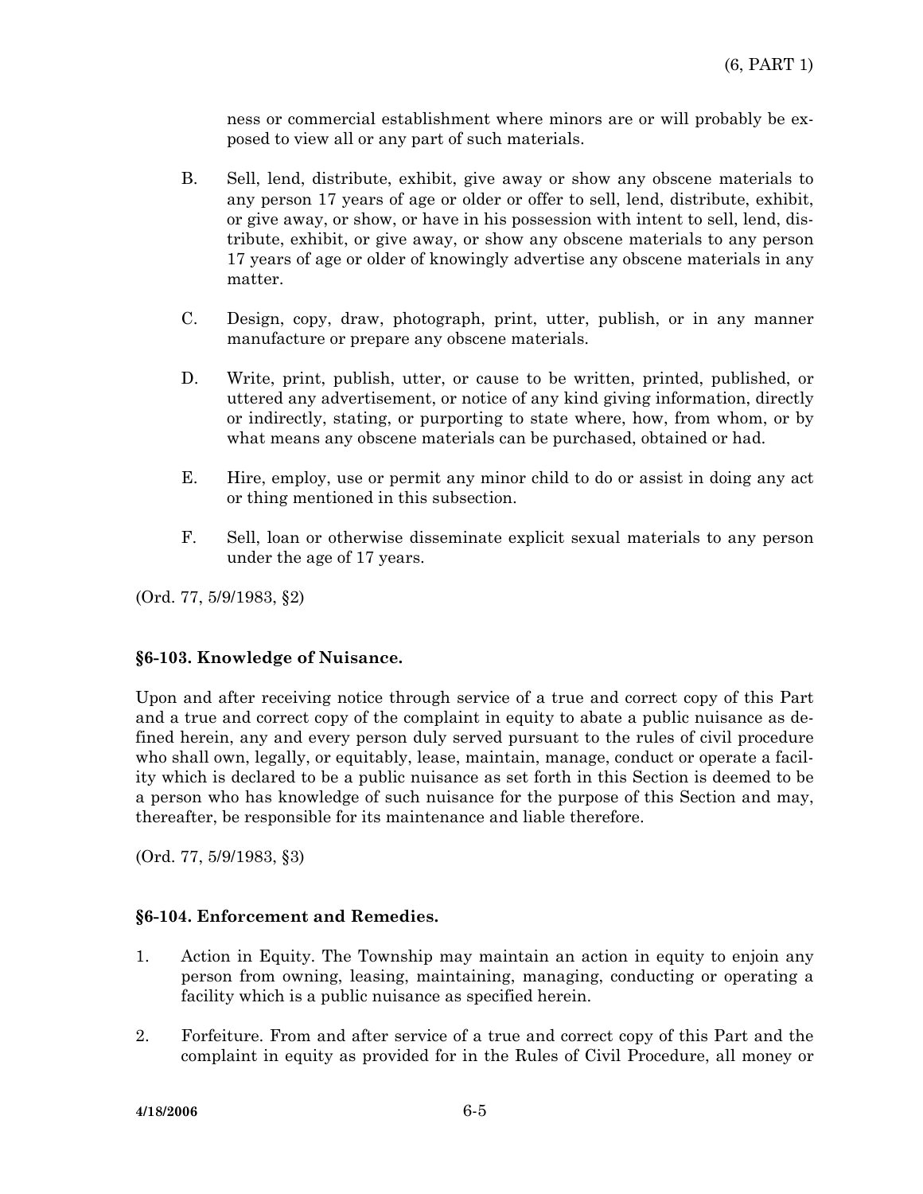ness or commercial establishment where minors are or will probably be exposed to view all or any part of such materials.

B. Sell, lend, distribute, exhibit, give away or show any obscene materials to any person 17 years of age or older or offer to sell, lend, distribute, exhibit, or give away, or show, or have in his possession with intent to sell, lend, distribute, exhibit, or give away, or show any obscene materials to any person 17 years of age or older of knowingly advertise any obscene materials in any matter.

C. Design, copy, draw, photograph, print, utter, publish, or in any manner manufacture or prepare any obscene materials.

D. Write, print, publish, utter, or cause to be written, printed, published, or uttered any advertisement, or notice of any kind giving information, directly or indirectly, stating, or purporting to state where, how, from whom, or by what means any obscene materials can be purchased, obtained or had.

E. Hire, employ, use or permit any minor child to do or assist in doing any act or thing mentioned in this subsection.

F. Sell, loan or otherwise disseminate explicit sexual materials to any person under the age of 17 years.

(Ord. 77, 5/9/1983, §2)

### §6-103. Knowledge of Nuisance.

Upon and after receiving notice through service of a true and correct copy of this Part and a true and correct copy of the complaint in equity to abate a public nuisance as defined herein, any and every person duly served pursuant to the rules of civil procedure who shall own, legally, or equitably, lease, maintain, manage, conduct or operate a facility which is declared to be a public nuisance as set forth in this Section is deemed to be a person who has knowledge of such nuisance for the purpose of this Section and may, thereafter, be responsible for its maintenance and liable therefore.

(Ord. 77, 5/9/1983, §3)

### §6-104. Enforcement and Remedies.

1. Action in Equity. The Township may maintain an action in equity to enjoin any person from owning, leasing, maintaining, managing, conducting or operating a facility which is a public nuisance as specified herein.

2. Forfeiture. From and after service of a true and correct copy of this Part and the complaint in equity as provided for in the Rules of Civil Procedure, all money or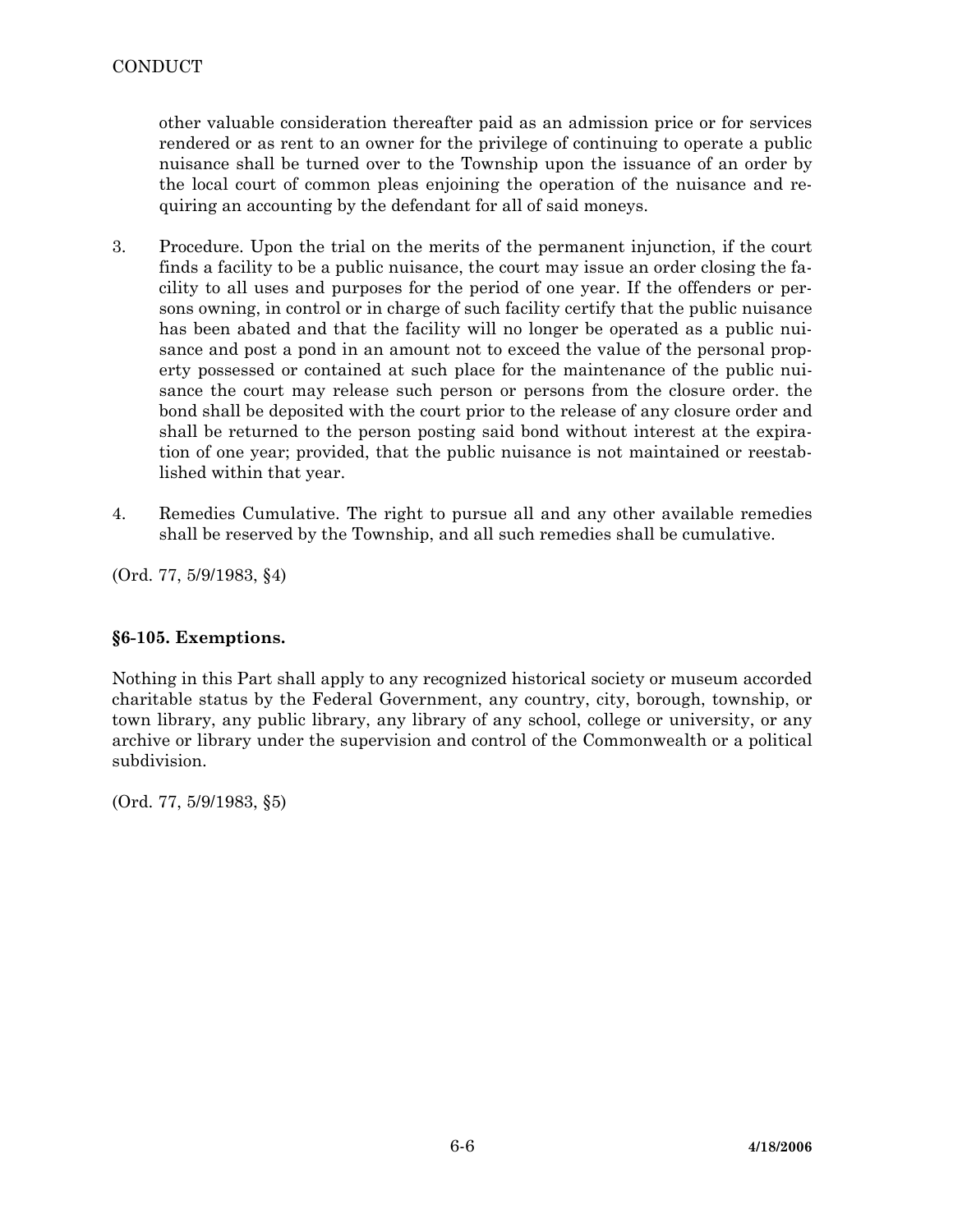other valuable consideration thereafter paid as an admission price or for services rendered or as rent to an owner for the privilege of continuing to operate a public nuisance shall be turned over to the Township upon the issuance of an order by the local court of common pleas enjoining the operation of the nuisance and requiring an accounting by the defendant for all of said moneys.

3. Procedure. Upon the trial on the merits of the permanent injunction, if the court finds a facility to be a public nuisance, the court may issue an order closing the facility to all uses and purposes for the period of one year. If the offenders or persons owning, in control or in charge of such facility certify that the public nuisance has been abated and that the facility will no longer be operated as a public nuisance and post a pond in an amount not to exceed the value of the personal property possessed or contained at such place for the maintenance of the public nuisance the court may release such person or persons from the closure order. the bond shall be deposited with the court prior to the release of any closure order and shall be returned to the person posting said bond without interest at the expiration of one year; provided, that the public nuisance is not maintained or reestablished within that year.

4. Remedies Cumulative. The right to pursue all and any other available remedies shall be reserved by the Township, and all such remedies shall be cumulative.

(Ord. 77, 5/9/1983, §4)

**§6-105. Exemptions.**

Nothing in this Part shall apply to any recognized historical society or museum accorded charitable status by the Federal Government, any country, city, borough, township, or town library, any public library, any library of any school, college or university, or any archive or library under the supervision and control of the Commonwealth or a political subdivision.

(Ord. 77, 5/9/1983, §5)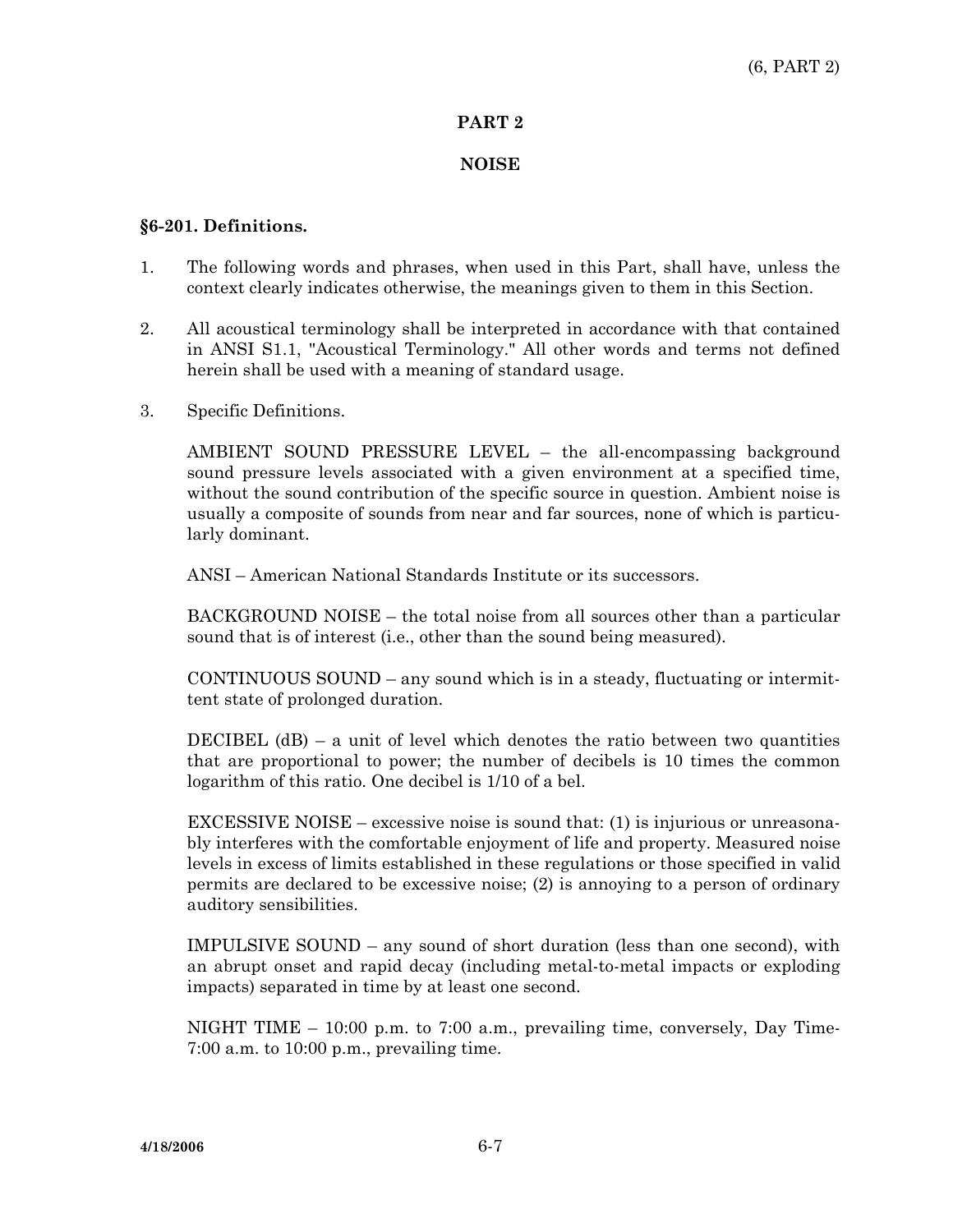# PART 2

# NOISE

### §6-201. Definitions.

1. The following words and phrases, when used in this Part, shall have, unless the context clearly indicates otherwise, the meanings given to them in this Section.

2. All acoustical terminology shall be interpreted in accordance with that contained in ANSI S1.1, "Acoustical Terminology." All other words and terms not defined herein shall be used with a meaning of standard usage.

3. Specific Definitions.

   AMBIENT SOUND PRESSURE LEVEL – the all-encompassing background sound pressure levels associated with a given environment at a specified time, without the sound contribution of the specific source in question. Ambient noise is usually a composite of sounds from near and far sources, none of which is particularly dominant.

   ANSI – American National Standards Institute or its successors.

   BACKGROUND NOISE – the total noise from all sources other than a particular sound that is of interest (i.e., other than the sound being measured).

   CONTINUOUS SOUND – any sound which is in a steady, fluctuating or intermittent state of prolonged duration.

   DECIBEL (dB) – a unit of level which denotes the ratio between two quantities that are proportional to power; the number of decibels is 10 times the common logarithm of this ratio. One decibel is 1/10 of a bel.

   EXCESSIVE NOISE – excessive noise is sound that: (1) is injurious or unreasonably interferes with the comfortable enjoyment of life and property. Measured noise levels in excess of limits established in these regulations or those specified in valid permits are declared to be excessive noise; (2) is annoying to a person of ordinary auditory sensibilities.

   IMPULSIVE SOUND – any sound of short duration (less than one second), with an abrupt onset and rapid decay (including metal-to-metal impacts or exploding impacts) separated in time by at least one second.

   NIGHT TIME – 10:00 p.m. to 7:00 a.m., prevailing time, conversely, Day Time-7:00 a.m. to 10:00 p.m., prevailing time.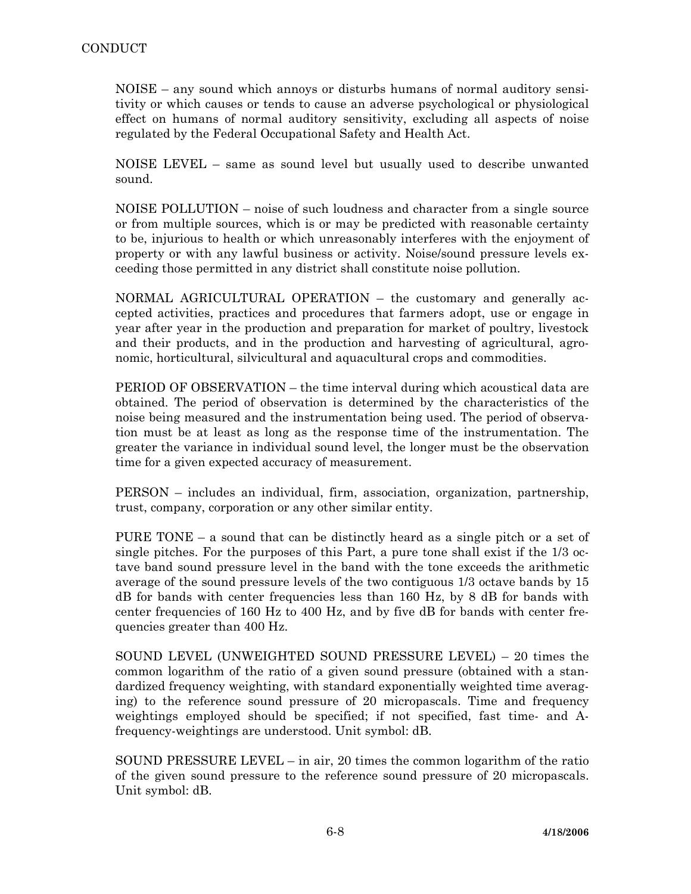NOISE – any sound which annoys or disturbs humans of normal auditory sensitivity or which causes or tends to cause an adverse psychological or physiological effect on humans of normal auditory sensitivity, excluding all aspects of noise regulated by the Federal Occupational Safety and Health Act.

NOISE LEVEL – same as sound level but usually used to describe unwanted sound.

NOISE POLLUTION – noise of such loudness and character from a single source or from multiple sources, which is or may be predicted with reasonable certainty to be, injurious to health or which unreasonably interferes with the enjoyment of property or with any lawful business or activity. Noise/sound pressure levels exceeding those permitted in any district shall constitute noise pollution.

NORMAL AGRICULTURAL OPERATION – the customary and generally accepted activities, practices and procedures that farmers adopt, use or engage in year after year in the production and preparation for market of poultry, livestock and their products, and in the production and harvesting of agricultural, agronomic, horticultural, silvicultural and aquacultural crops and commodities.

PERIOD OF OBSERVATION – the time interval during which acoustical data are obtained. The period of observation is determined by the characteristics of the noise being measured and the instrumentation being used. The period of observation must be at least as long as the response time of the instrumentation. The greater the variance in individual sound level, the longer must be the observation time for a given expected accuracy of measurement.

PERSON – includes an individual, firm, association, organization, partnership, trust, company, corporation or any other similar entity.

PURE TONE – a sound that can be distinctly heard as a single pitch or a set of single pitches. For the purposes of this Part, a pure tone shall exist if the 1/3 octave band sound pressure level in the band with the tone exceeds the arithmetic average of the sound pressure levels of the two contiguous 1/3 octave bands by 15 dB for bands with center frequencies less than 160 Hz, by 8 dB for bands with center frequencies of 160 Hz to 400 Hz, and by five dB for bands with center frequencies greater than 400 Hz.

SOUND LEVEL (UNWEIGHTED SOUND PRESSURE LEVEL) – 20 times the common logarithm of the ratio of a given sound pressure (obtained with a standardized frequency weighting, with standard exponentially weighted time averaging) to the reference sound pressure of 20 micropascals. Time and frequency weightings employed should be specified; if not specified, fast time- and A-frequency-weightings are understood. Unit symbol: dB.

SOUND PRESSURE LEVEL – in air, 20 times the common logarithm of the ratio of the given sound pressure to the reference sound pressure of 20 micropascals. Unit symbol: dB.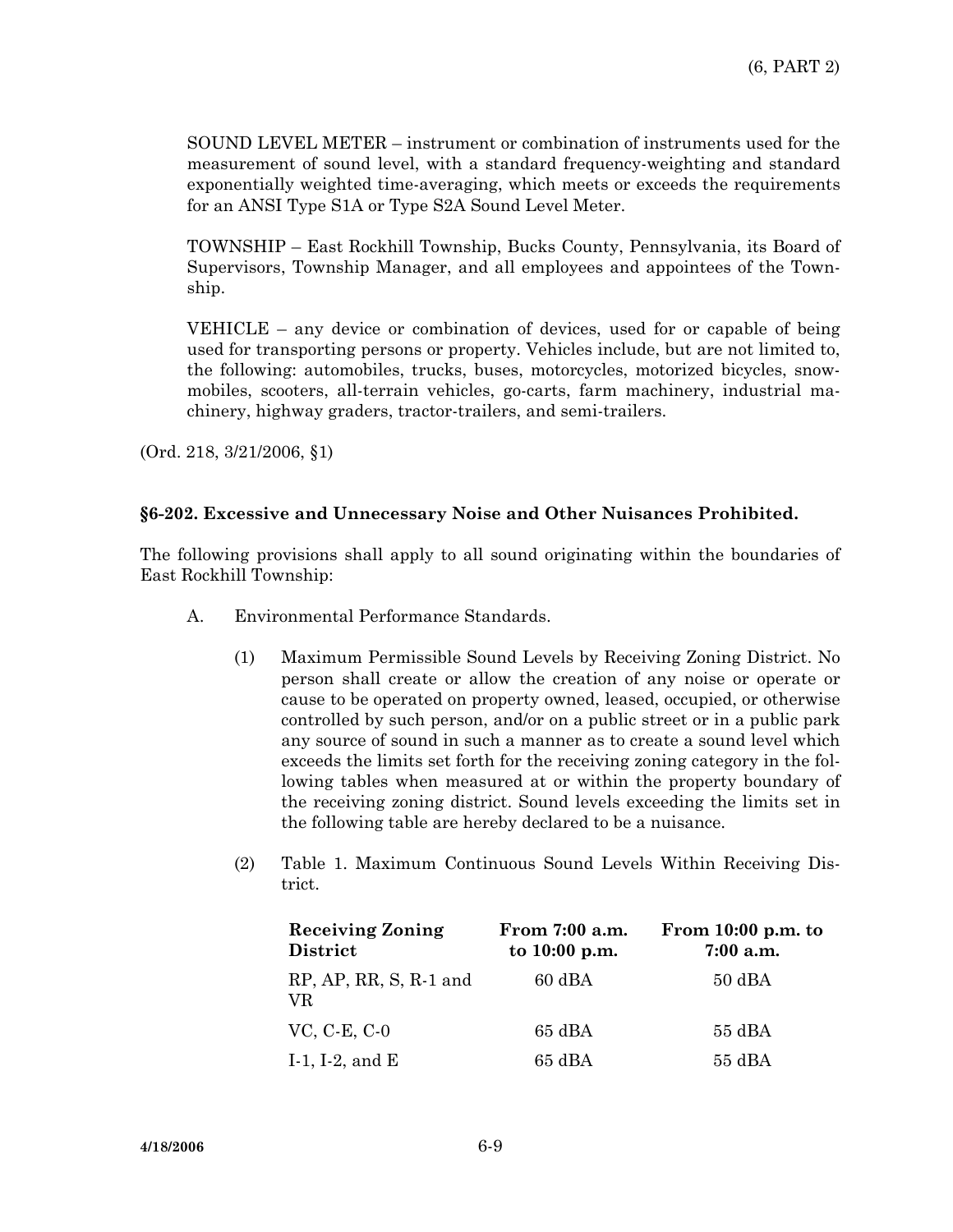SOUND LEVEL METER – instrument or combination of instruments used for the measurement of sound level, with a standard frequency-weighting and standard exponentially weighted time-averaging, which meets or exceeds the requirements for an ANSI Type S1A or Type S2A Sound Level Meter.

TOWNSHIP – East Rockhill Township, Bucks County, Pennsylvania, its Board of Supervisors, Township Manager, and all employees and appointees of the Township.

VEHICLE – any device or combination of devices, used for or capable of being used for transporting persons or property. Vehicles include, but are not limited to, the following: automobiles, trucks, buses, motorcycles, motorized bicycles, snowmobiles, scooters, all-terrain vehicles, go-carts, farm machinery, industrial machinery, highway graders, tractor-trailers, and semi-trailers.

(Ord. 218, 3/21/2006, §1)

## §6-202. Excessive and Unnecessary Noise and Other Nuisances Prohibited.

The following provisions shall apply to all sound originating within the boundaries of East Rockhill Township:

A. Environmental Performance Standards.

(1) Maximum Permissible Sound Levels by Receiving Zoning District. No person shall create or allow the creation of any noise or operate or cause to be operated on property owned, leased, occupied, or otherwise controlled by such person, and/or on a public street or in a public park any source of sound in such a manner as to create a sound level which exceeds the limits set forth for the receiving zoning category in the following tables when measured at or within the property boundary of the receiving zoning district. Sound levels exceeding the limits set in the following table are hereby declared to be a nuisance.

(2) Table 1. Maximum Continuous Sound Levels Within Receiving District.

| Receiving Zoning District | From 7:00 a.m. to 10:00 p.m. | From 10:00 p.m. to 7:00 a.m. |
|---|---|---|
| RP, AP, RR, S, R-1 and VR | 60 dBA | 50 dBA |
| VC, C-E, C-0 | 65 dBA | 55 dBA |
| I-1, I-2, and E | 65 dBA | 55 dBA |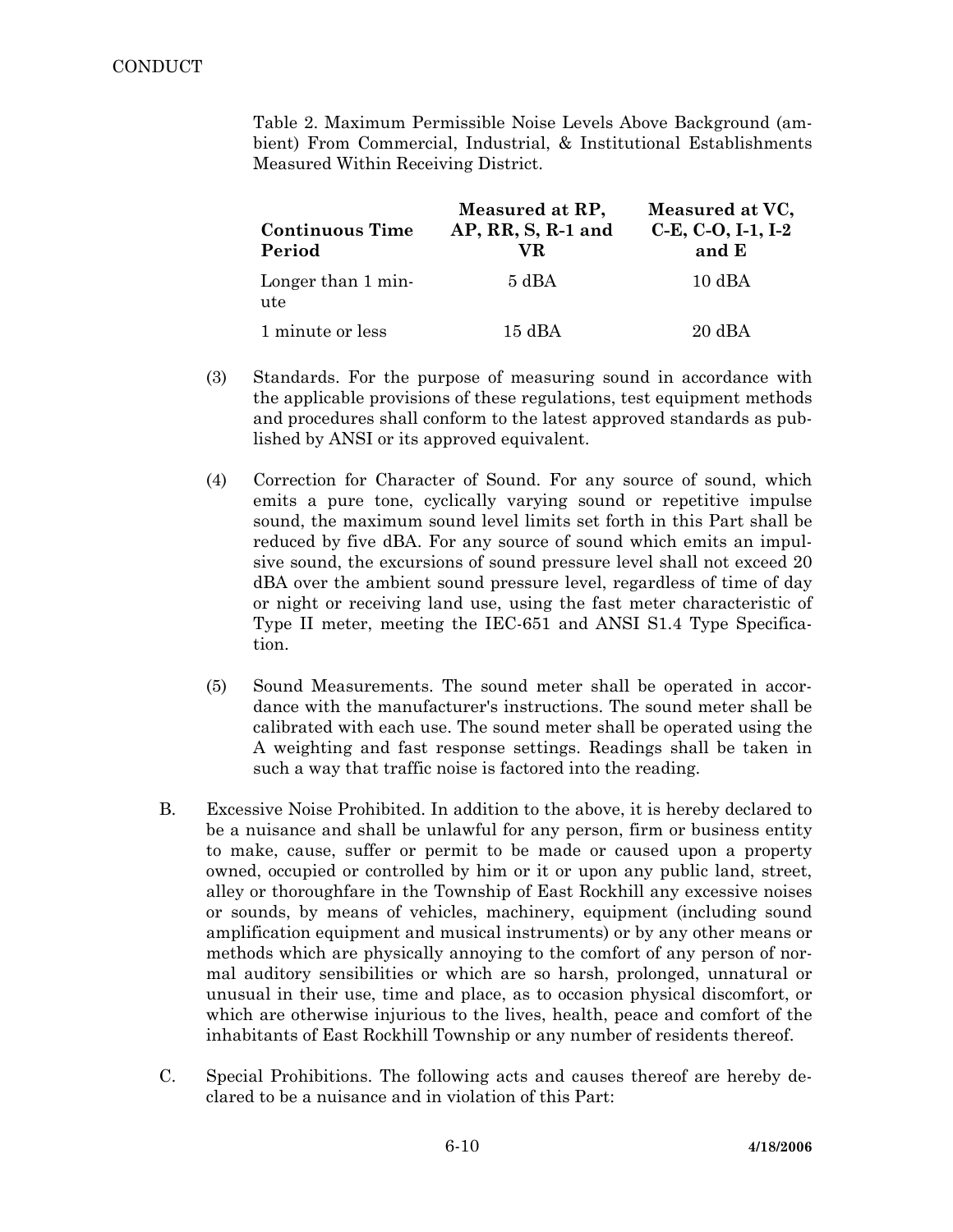Table 2. Maximum Permissible Noise Levels Above Background (ambient) From Commercial, Industrial, & Institutional Establishments Measured Within Receiving District.

| Continuous Time Period | Measured at RP, AP, RR, S, R-1 and VR | Measured at VC, C-E, C-O, I-1, I-2 and E |
|---|---|---|
| Longer than 1 minute | 5 dBA | 10 dBA |
| 1 minute or less | 15 dBA | 20 dBA |

(3) Standards. For the purpose of measuring sound in accordance with the applicable provisions of these regulations, test equipment methods and procedures shall conform to the latest approved standards as published by ANSI or its approved equivalent.

(4) Correction for Character of Sound. For any source of sound, which emits a pure tone, cyclically varying sound or repetitive impulse sound, the maximum sound level limits set forth in this Part shall be reduced by five dBA. For any source of sound which emits an impulsive sound, the excursions of sound pressure level shall not exceed 20 dBA over the ambient sound pressure level, regardless of time of day or night or receiving land use, using the fast meter characteristic of Type II meter, meeting the IEC-651 and ANSI S1.4 Type Specification.

(5) Sound Measurements. The sound meter shall be operated in accordance with the manufacturer's instructions. The sound meter shall be calibrated with each use. The sound meter shall be operated using the A weighting and fast response settings. Readings shall be taken in such a way that traffic noise is factored into the reading.

B. Excessive Noise Prohibited. In addition to the above, it is hereby declared to be a nuisance and shall be unlawful for any person, firm or business entity to make, cause, suffer or permit to be made or caused upon a property owned, occupied or controlled by him or it or upon any public land, street, alley or thoroughfare in the Township of East Rockhill any excessive noises or sounds, by means of vehicles, machinery, equipment (including sound amplification equipment and musical instruments) or by any other means or methods which are physically annoying to the comfort of any person of normal auditory sensibilities or which are so harsh, prolonged, unnatural or unusual in their use, time and place, as to occasion physical discomfort, or which are otherwise injurious to the lives, health, peace and comfort of the inhabitants of East Rockhill Township or any number of residents thereof.

C. Special Prohibitions. The following acts and causes thereof are hereby declared to be a nuisance and in violation of this Part: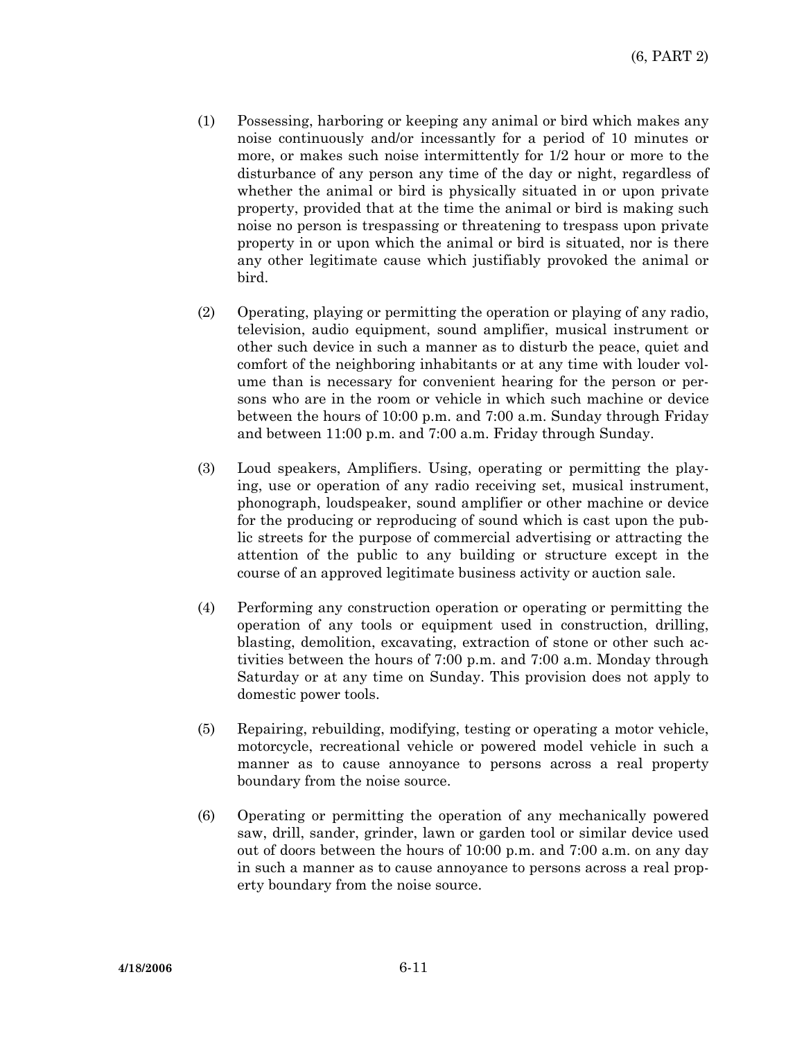(1) Possessing, harboring or keeping any animal or bird which makes any noise continuously and/or incessantly for a period of 10 minutes or more, or makes such noise intermittently for 1/2 hour or more to the disturbance of any person any time of the day or night, regardless of whether the animal or bird is physically situated in or upon private property, provided that at the time the animal or bird is making such noise no person is trespassing or threatening to trespass upon private property in or upon which the animal or bird is situated, nor is there any other legitimate cause which justifiably provoked the animal or bird.

(2) Operating, playing or permitting the operation or playing of any radio, television, audio equipment, sound amplifier, musical instrument or other such device in such a manner as to disturb the peace, quiet and comfort of the neighboring inhabitants or at any time with louder volume than is necessary for convenient hearing for the person or persons who are in the room or vehicle in which such machine or device between the hours of 10:00 p.m. and 7:00 a.m. Sunday through Friday and between 11:00 p.m. and 7:00 a.m. Friday through Sunday.

(3) Loud speakers, Amplifiers. Using, operating or permitting the playing, use or operation of any radio receiving set, musical instrument, phonograph, loudspeaker, sound amplifier or other machine or device for the producing or reproducing of sound which is cast upon the public streets for the purpose of commercial advertising or attracting the attention of the public to any building or structure except in the course of an approved legitimate business activity or auction sale.

(4) Performing any construction operation or operating or permitting the operation of any tools or equipment used in construction, drilling, blasting, demolition, excavating, extraction of stone or other such activities between the hours of 7:00 p.m. and 7:00 a.m. Monday through Saturday or at any time on Sunday. This provision does not apply to domestic power tools.

(5) Repairing, rebuilding, modifying, testing or operating a motor vehicle, motorcycle, recreational vehicle or powered model vehicle in such a manner as to cause annoyance to persons across a real property boundary from the noise source.

(6) Operating or permitting the operation of any mechanically powered saw, drill, sander, grinder, lawn or garden tool or similar device used out of doors between the hours of 10:00 p.m. and 7:00 a.m. on any day in such a manner as to cause annoyance to persons across a real property boundary from the noise source.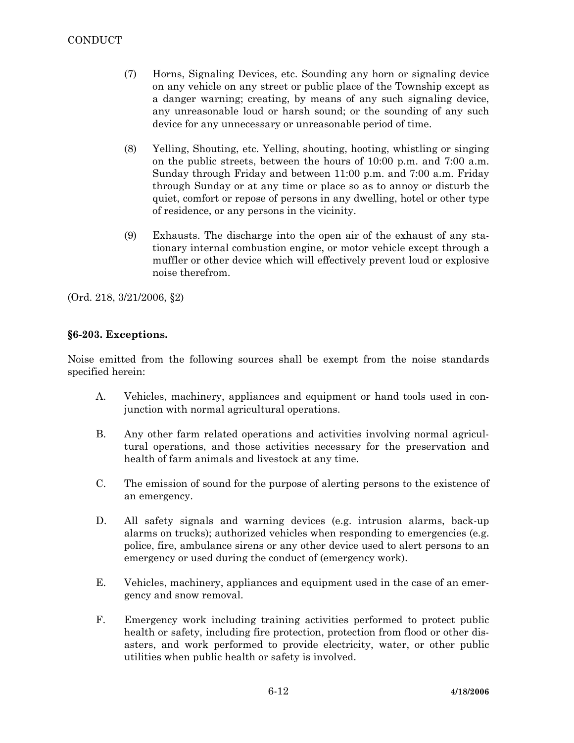(7) Horns, Signaling Devices, etc. Sounding any horn or signaling device on any vehicle on any street or public place of the Township except as a danger warning; creating, by means of any such signaling device, any unreasonable loud or harsh sound; or the sounding of any such device for any unnecessary or unreasonable period of time.

(8) Yelling, Shouting, etc. Yelling, shouting, hooting, whistling or singing on the public streets, between the hours of 10:00 p.m. and 7:00 a.m. Sunday through Friday and between 11:00 p.m. and 7:00 a.m. Friday through Sunday or at any time or place so as to annoy or disturb the quiet, comfort or repose of persons in any dwelling, hotel or other type of residence, or any persons in the vicinity.

(9) Exhausts. The discharge into the open air of the exhaust of any stationary internal combustion engine, or motor vehicle except through a muffler or other device which will effectively prevent loud or explosive noise therefrom.

(Ord. 218, 3/21/2006, §2)

**§6-203. Exceptions.**

Noise emitted from the following sources shall be exempt from the noise standards specified herein:

A. Vehicles, machinery, appliances and equipment or hand tools used in conjunction with normal agricultural operations.

B. Any other farm related operations and activities involving normal agricultural operations, and those activities necessary for the preservation and health of farm animals and livestock at any time.

C. The emission of sound for the purpose of alerting persons to the existence of an emergency.

D. All safety signals and warning devices (e.g. intrusion alarms, back-up alarms on trucks); authorized vehicles when responding to emergencies (e.g. police, fire, ambulance sirens or any other device used to alert persons to an emergency or used during the conduct of (emergency work).

E. Vehicles, machinery, appliances and equipment used in the case of an emergency and snow removal.

F. Emergency work including training activities performed to protect public health or safety, including fire protection, protection from flood or other disasters, and work performed to provide electricity, water, or other public utilities when public health or safety is involved.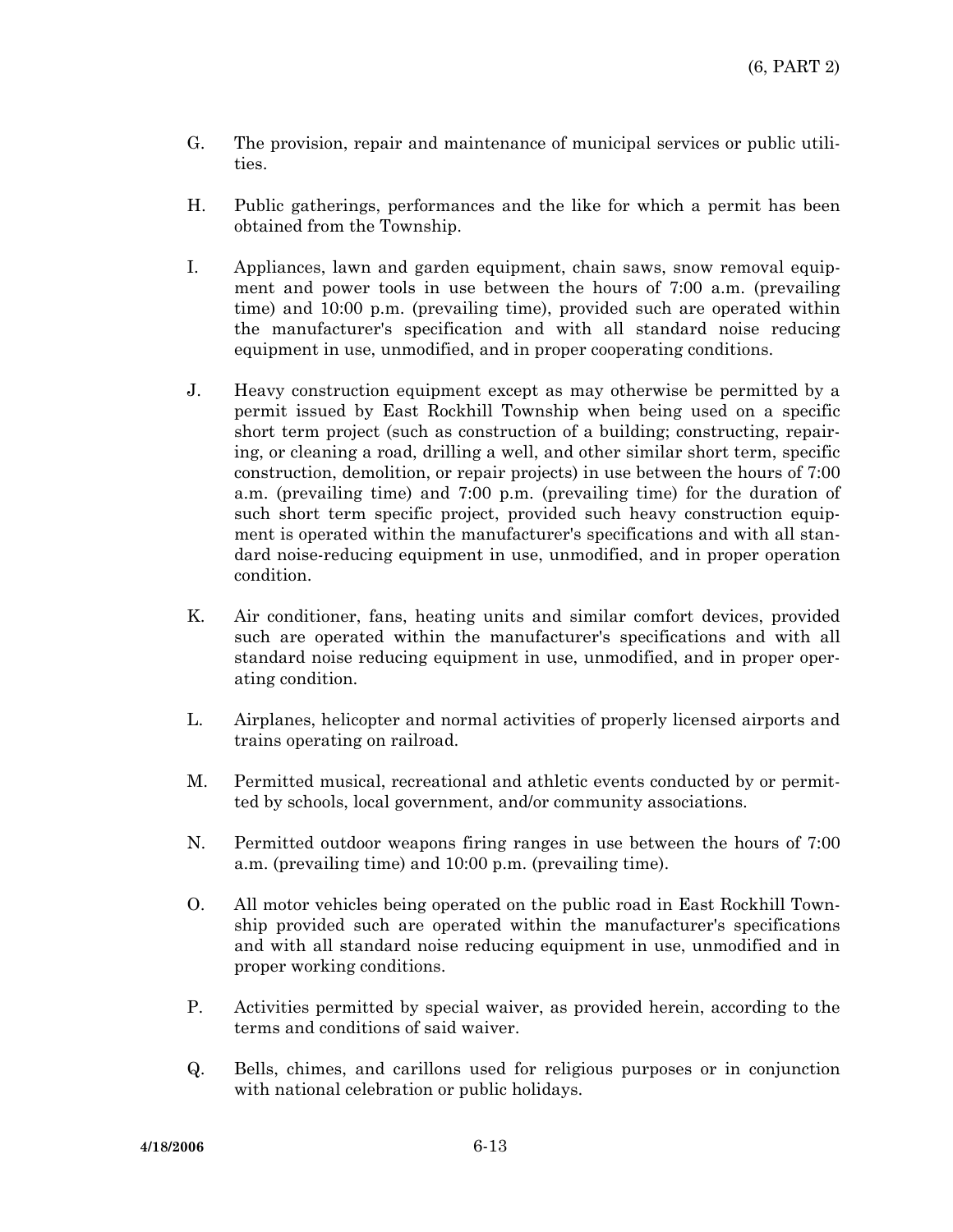G. The provision, repair and maintenance of municipal services or public utilities.

H. Public gatherings, performances and the like for which a permit has been obtained from the Township.

I. Appliances, lawn and garden equipment, chain saws, snow removal equipment and power tools in use between the hours of 7:00 a.m. (prevailing time) and 10:00 p.m. (prevailing time), provided such are operated within the manufacturer's specification and with all standard noise reducing equipment in use, unmodified, and in proper cooperating conditions.

J. Heavy construction equipment except as may otherwise be permitted by a permit issued by East Rockhill Township when being used on a specific short term project (such as construction of a building; constructing, repairing, or cleaning a road, drilling a well, and other similar short term, specific construction, demolition, or repair projects) in use between the hours of 7:00 a.m. (prevailing time) and 7:00 p.m. (prevailing time) for the duration of such short term specific project, provided such heavy construction equipment is operated within the manufacturer's specifications and with all standard noise-reducing equipment in use, unmodified, and in proper operation condition.

K. Air conditioner, fans, heating units and similar comfort devices, provided such are operated within the manufacturer's specifications and with all standard noise reducing equipment in use, unmodified, and in proper operating condition.

L. Airplanes, helicopter and normal activities of properly licensed airports and trains operating on railroad.

M. Permitted musical, recreational and athletic events conducted by or permitted by schools, local government, and/or community associations.

N. Permitted outdoor weapons firing ranges in use between the hours of 7:00 a.m. (prevailing time) and 10:00 p.m. (prevailing time).

O. All motor vehicles being operated on the public road in East Rockhill Township provided such are operated within the manufacturer's specifications and with all standard noise reducing equipment in use, unmodified and in proper working conditions.

P. Activities permitted by special waiver, as provided herein, according to the terms and conditions of said waiver.

Q. Bells, chimes, and carillons used for religious purposes or in conjunction with national celebration or public holidays.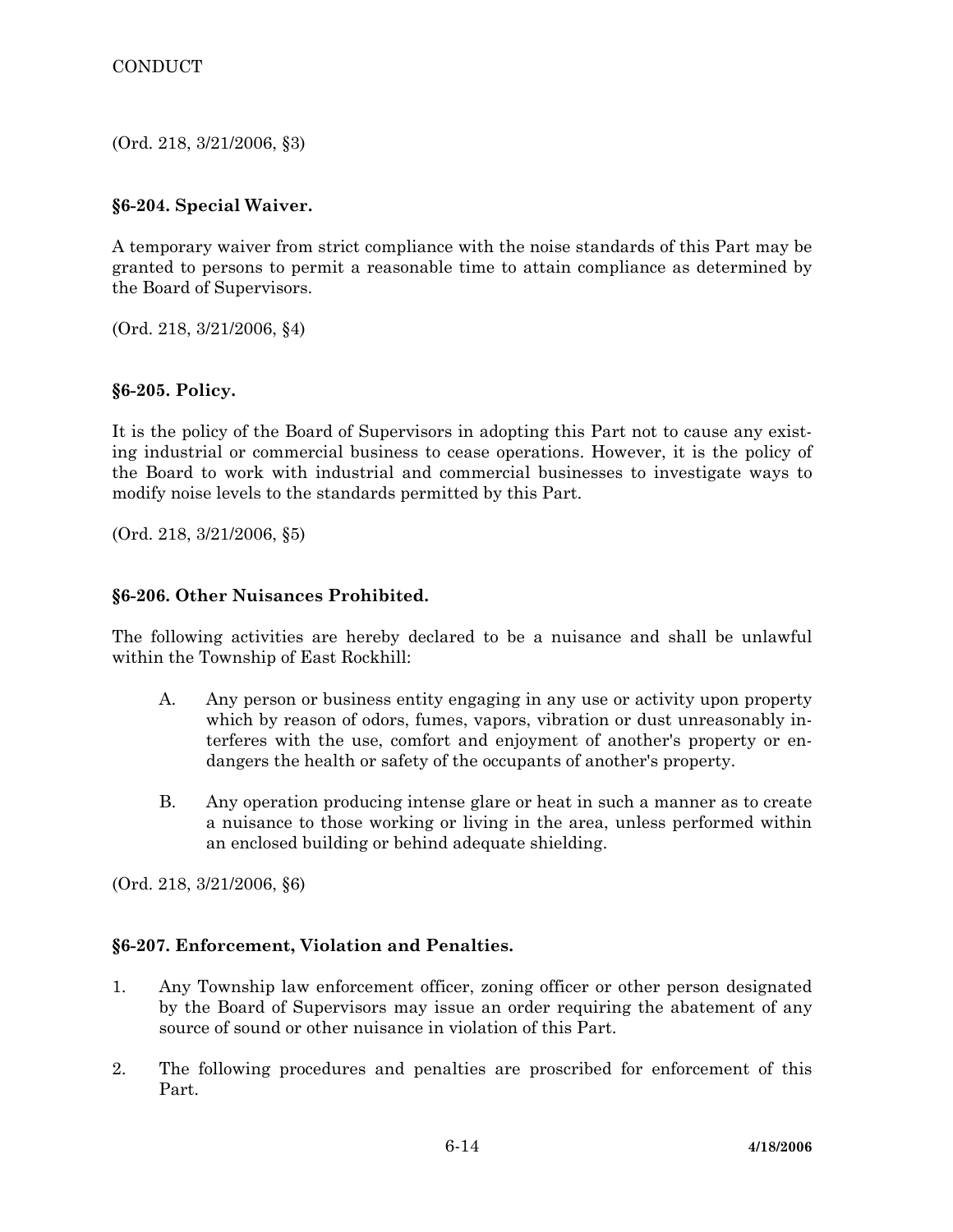(Ord. 218, 3/21/2006, §3)

### §6-204. Special Waiver.

A temporary waiver from strict compliance with the noise standards of this Part may be granted to persons to permit a reasonable time to attain compliance as determined by the Board of Supervisors.

(Ord. 218, 3/21/2006, §4)

### §6-205. Policy.

It is the policy of the Board of Supervisors in adopting this Part not to cause any existing industrial or commercial business to cease operations. However, it is the policy of the Board to work with industrial and commercial businesses to investigate ways to modify noise levels to the standards permitted by this Part.

(Ord. 218, 3/21/2006, §5)

### §6-206. Other Nuisances Prohibited.

The following activities are hereby declared to be a nuisance and shall be unlawful within the Township of East Rockhill:

A. Any person or business entity engaging in any use or activity upon property which by reason of odors, fumes, vapors, vibration or dust unreasonably interferes with the use, comfort and enjoyment of another's property or endangers the health or safety of the occupants of another's property.

B. Any operation producing intense glare or heat in such a manner as to create a nuisance to those working or living in the area, unless performed within an enclosed building or behind adequate shielding.

(Ord. 218, 3/21/2006, §6)

### §6-207. Enforcement, Violation and Penalties.

1. Any Township law enforcement officer, zoning officer or other person designated by the Board of Supervisors may issue an order requiring the abatement of any source of sound or other nuisance in violation of this Part.

2. The following procedures and penalties are proscribed for enforcement of this Part.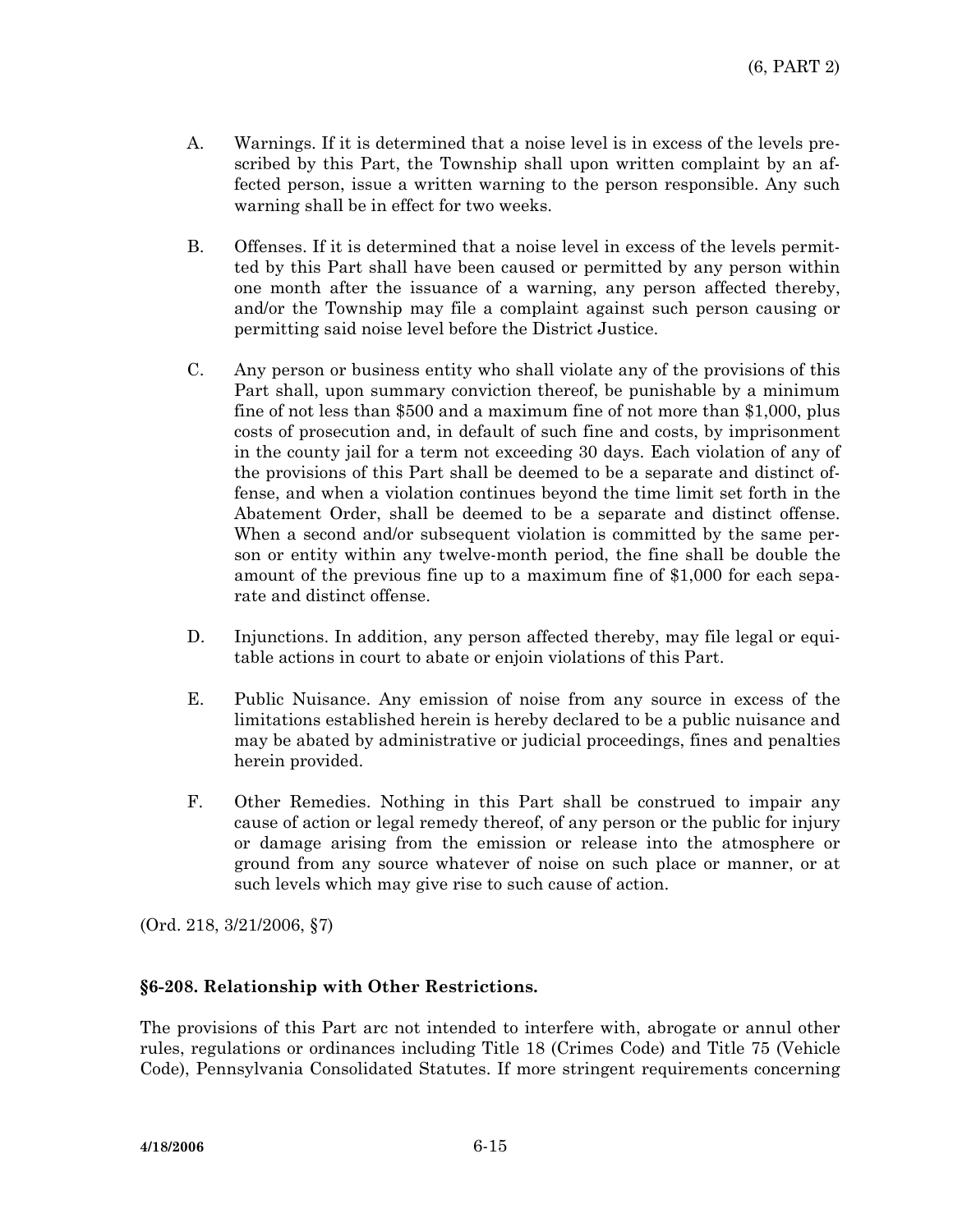A. Warnings. If it is determined that a noise level is in excess of the levels prescribed by this Part, the Township shall upon written complaint by an affected person, issue a written warning to the person responsible. Any such warning shall be in effect for two weeks.

B. Offenses. If it is determined that a noise level in excess of the levels permitted by this Part shall have been caused or permitted by any person within one month after the issuance of a warning, any person affected thereby, and/or the Township may file a complaint against such person causing or permitting said noise level before the District Justice.

C. Any person or business entity who shall violate any of the provisions of this Part shall, upon summary conviction thereof, be punishable by a minimum fine of not less than $500 and a maximum fine of not more than $1,000, plus costs of prosecution and, in default of such fine and costs, by imprisonment in the county jail for a term not exceeding 30 days. Each violation of any of the provisions of this Part shall be deemed to be a separate and distinct offense, and when a violation continues beyond the time limit set forth in the Abatement Order, shall be deemed to be a separate and distinct offense. When a second and/or subsequent violation is committed by the same person or entity within any twelve-month period, the fine shall be double the amount of the previous fine up to a maximum fine of $1,000 for each separate and distinct offense.

D. Injunctions. In addition, any person affected thereby, may file legal or equitable actions in court to abate or enjoin violations of this Part.

E. Public Nuisance. Any emission of noise from any source in excess of the limitations established herein is hereby declared to be a public nuisance and may be abated by administrative or judicial proceedings, fines and penalties herein provided.

F. Other Remedies. Nothing in this Part shall be construed to impair any cause of action or legal remedy thereof, of any person or the public for injury or damage arising from the emission or release into the atmosphere or ground from any source whatever of noise on such place or manner, or at such levels which may give rise to such cause of action.

(Ord. 218, 3/21/2006, §7)

### §6-208. Relationship with Other Restrictions.

The provisions of this Part arc not intended to interfere with, abrogate or annul other rules, regulations or ordinances including Title 18 (Crimes Code) and Title 75 (Vehicle Code), Pennsylvania Consolidated Statutes. If more stringent requirements concerning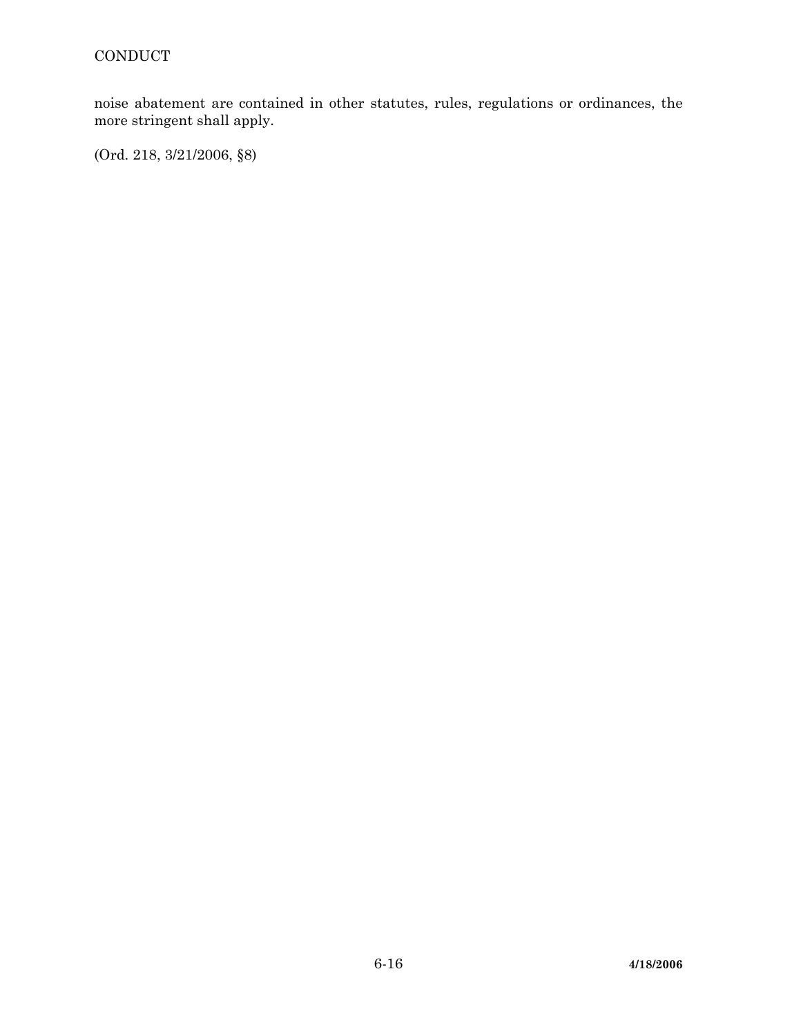noise abatement are contained in other statutes, rules, regulations or ordinances, the more stringent shall apply.

(Ord. 218, 3/21/2006, §8)